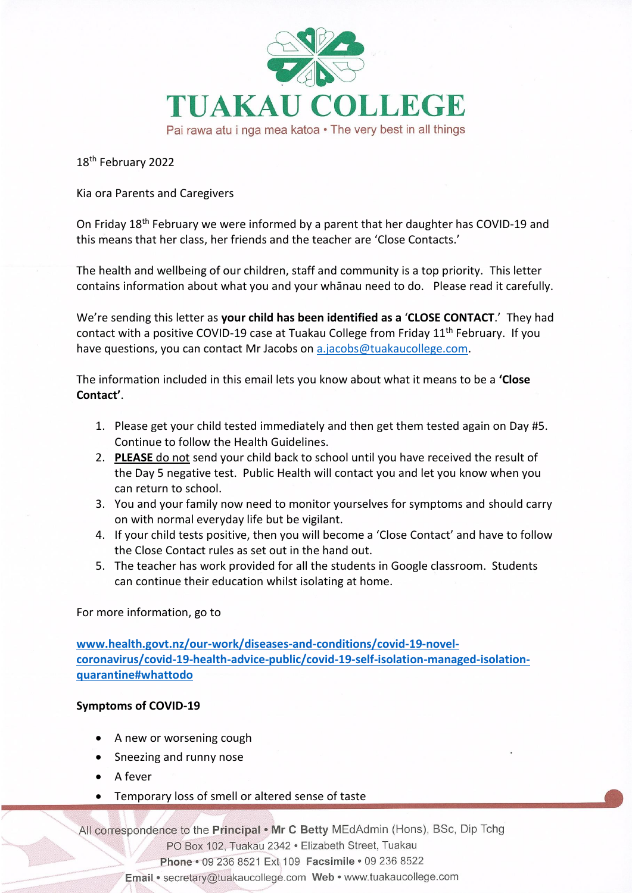# TUAKAU COLLEGE

Pai rawa atu i nga mea katoa • The very best in all things

18th February 2022

Kia ora Parents and Caregivers

On Friday 18th February we were informed by a parent that her daughter has COVID-19 and this means that her class, her friends and the teacher are 'Close Contacts.'

The health and wellbeing of our children, staff and community is a top priority. This letter contains information about what you and your whānau need to do. Please read it carefully.

We're sending this letter as **your child has been identified as a 'CLOSE CONTACT**.' They had contact with a positive COVID-19 case at Tuakau College from Friday 11th February. If you have questions, you can contact Mr Jacobs on a.jacobs@tuakaucollege.com.

The information included in this email lets you know about what it means to be a **'Close Contact'**.

1. Please get your child tested immediately and then get them tested again on Day #5. Continue to follow the Health Guidelines.
2. **PLEASE** do not send your child back to school until you have received the result of the Day 5 negative test. Public Health will contact you and let you know when you can return to school.
3. You and your family now need to monitor yourselves for symptoms and should carry on with normal everyday life but be vigilant.
4. If your child tests positive, then you will become a 'Close Contact' and have to follow the Close Contact rules as set out in the hand out.
5. The teacher has work provided for all the students in Google classroom. Students can continue their education whilst isolating at home.

For more information, go to

**www.health.govt.nz/our-work/diseases-and-conditions/covid-19-novel-coronavirus/covid-19-health-advice-public/covid-19-self-isolation-managed-isolation-quarantine#whattodo**

**Symptoms of COVID-19**

- A new or worsening cough
- Sneezing and runny nose
- A fever
- Temporary loss of smell or altered sense of taste

All correspondence to the **Principal • Mr C Betty** MEdAdmin (Hons), BSc, Dip Tchg
PO Box 102, Tuakau 2342 • Elizabeth Street, Tuakau
**Phone** • 09 236 8521 Ext 109 **Facsimile** • 09 236 8522
**Email** • secretary@tuakaucollege.com **Web** • www.tuakaucollege.com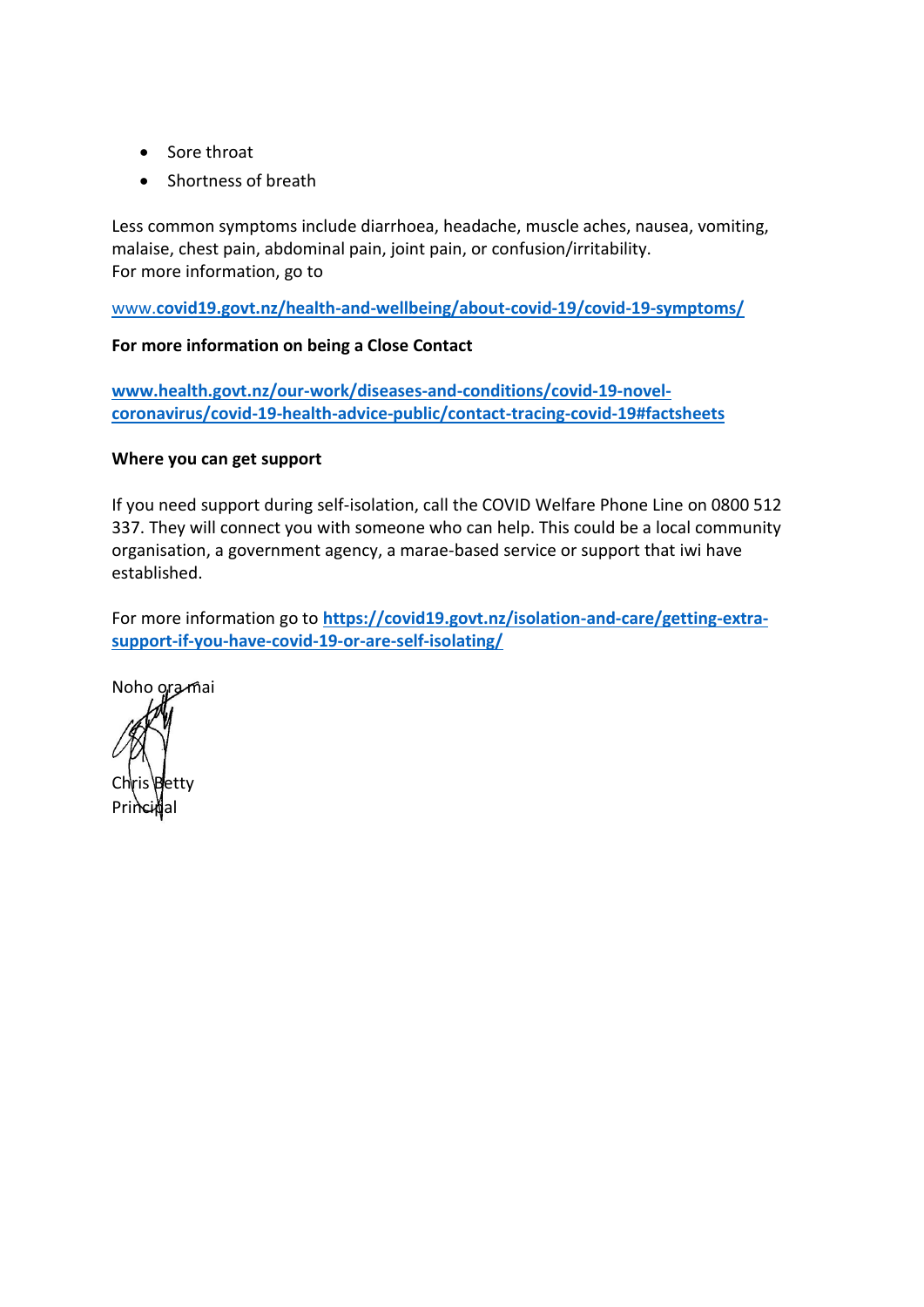- Sore throat
- Shortness of breath

Less common symptoms include diarrhoea, headache, muscle aches, nausea, vomiting, malaise, chest pain, abdominal pain, joint pain, or confusion/irritability.
For more information, go to

www.**covid19.govt.nz/health-and-wellbeing/about-covid-19/covid-19-symptoms/**

**For more information on being a Close Contact**

**www.health.govt.nz/our-work/diseases-and-conditions/covid-19-novel-coronavirus/covid-19-health-advice-public/contact-tracing-covid-19#factsheets**

**Where you can get support**

If you need support during self-isolation, call the COVID Welfare Phone Line on 0800 512 337. They will connect you with someone who can help. This could be a local community organisation, a government agency, a marae-based service or support that iwi have established.

For more information go to **https://covid19.govt.nz/isolation-and-care/getting-extra-support-if-you-have-covid-19-or-are-self-isolating/**

Noho ora mai

Chris Betty
Principal